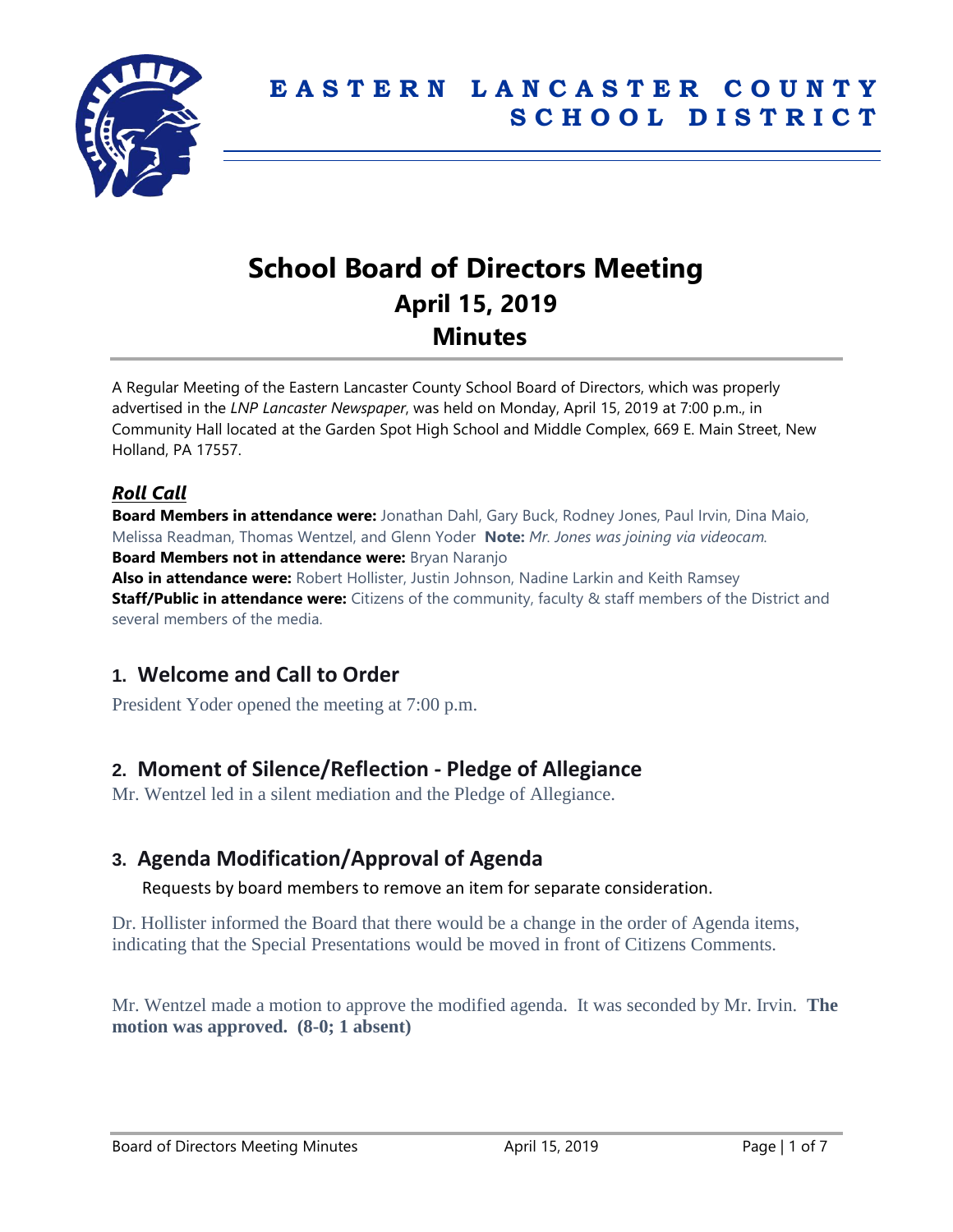# EASTERN LANCASTER COUNTY SCHOOL DISTRICT

# School Board of Directors Meeting
## April 15, 2019
## Minutes

A Regular Meeting of the Eastern Lancaster County School Board of Directors, which was properly advertised in the *LNP Lancaster Newspaper*, was held on Monday, April 15, 2019 at 7:00 p.m., in Community Hall located at the Garden Spot High School and Middle Complex, 669 E. Main Street, New Holland, PA 17557.

### *Roll Call*

**Board Members in attendance were:** Jonathan Dahl, Gary Buck, Rodney Jones, Paul Irvin, Dina Maio, Melissa Readman, Thomas Wentzel, and Glenn Yoder **Note:** *Mr. Jones was joining via videocam.*

**Board Members not in attendance were:** Bryan Naranjo

**Also in attendance were:** Robert Hollister, Justin Johnson, Nadine Larkin and Keith Ramsey

**Staff/Public in attendance were:** Citizens of the community, faculty & staff members of the District and several members of the media.

## 1. Welcome and Call to Order

President Yoder opened the meeting at 7:00 p.m.

## 2. Moment of Silence/Reflection - Pledge of Allegiance

Mr. Wentzel led in a silent mediation and the Pledge of Allegiance.

## 3. Agenda Modification/Approval of Agenda

Requests by board members to remove an item for separate consideration.

Dr. Hollister informed the Board that there would be a change in the order of Agenda items, indicating that the Special Presentations would be moved in front of Citizens Comments.

Mr. Wentzel made a motion to approve the modified agenda. It was seconded by Mr. Irvin. **The motion was approved. (8-0; 1 absent)**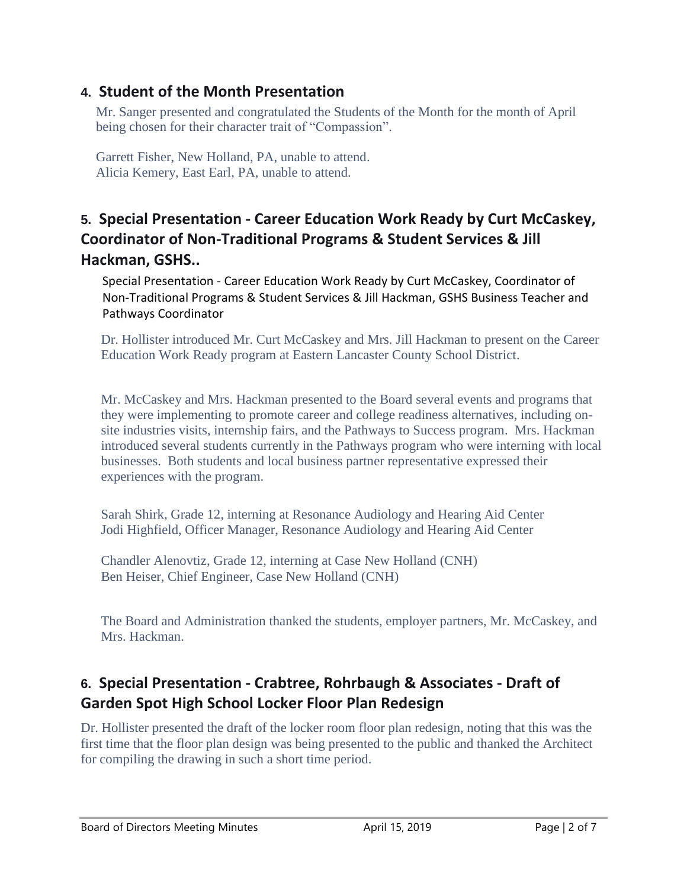## 4. Student of the Month Presentation

Mr. Sanger presented and congratulated the Students of the Month for the month of April being chosen for their character trait of "Compassion".

Garrett Fisher, New Holland, PA, unable to attend.
Alicia Kemery, East Earl, PA, unable to attend.

## 5. Special Presentation - Career Education Work Ready by Curt McCaskey, Coordinator of Non-Traditional Programs & Student Services & Jill Hackman, GSHS..

Special Presentation - Career Education Work Ready by Curt McCaskey, Coordinator of Non-Traditional Programs & Student Services & Jill Hackman, GSHS Business Teacher and Pathways Coordinator

Dr. Hollister introduced Mr. Curt McCaskey and Mrs. Jill Hackman to present on the Career Education Work Ready program at Eastern Lancaster County School District.

Mr. McCaskey and Mrs. Hackman presented to the Board several events and programs that they were implementing to promote career and college readiness alternatives, including on-site industries visits, internship fairs, and the Pathways to Success program. Mrs. Hackman introduced several students currently in the Pathways program who were interning with local businesses. Both students and local business partner representative expressed their experiences with the program.

Sarah Shirk, Grade 12, interning at Resonance Audiology and Hearing Aid Center
Jodi Highfield, Officer Manager, Resonance Audiology and Hearing Aid Center

Chandler Alenovtiz, Grade 12, interning at Case New Holland (CNH)
Ben Heiser, Chief Engineer, Case New Holland (CNH)

The Board and Administration thanked the students, employer partners, Mr. McCaskey, and Mrs. Hackman.

## 6. Special Presentation - Crabtree, Rohrbaugh & Associates - Draft of Garden Spot High School Locker Floor Plan Redesign

Dr. Hollister presented the draft of the locker room floor plan redesign, noting that this was the first time that the floor plan design was being presented to the public and thanked the Architect for compiling the drawing in such a short time period.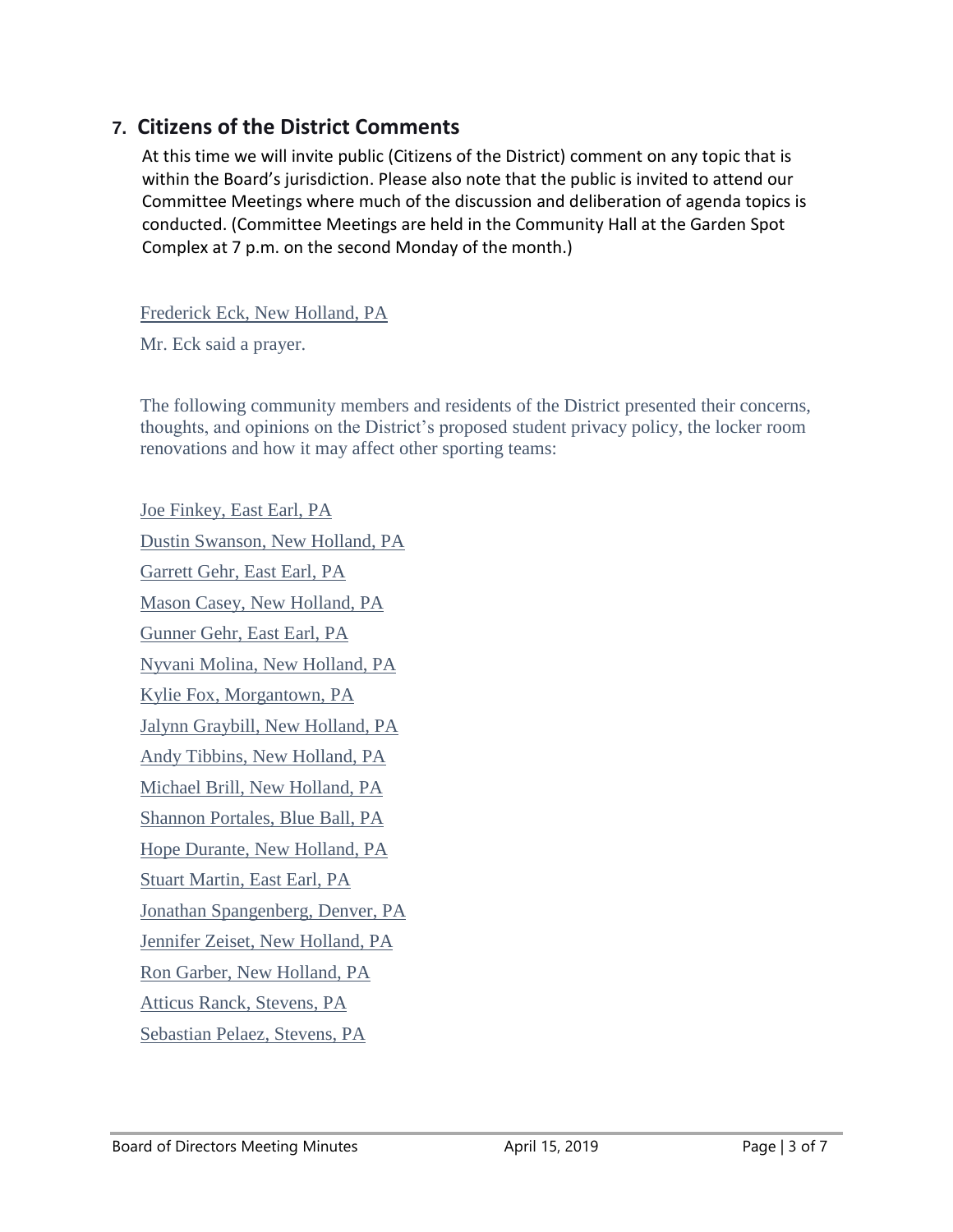## 7. Citizens of the District Comments

At this time we will invite public (Citizens of the District) comment on any topic that is within the Board's jurisdiction. Please also note that the public is invited to attend our Committee Meetings where much of the discussion and deliberation of agenda topics is conducted. (Committee Meetings are held in the Community Hall at the Garden Spot Complex at 7 p.m. on the second Monday of the month.)

Frederick Eck, New Holland, PA

Mr. Eck said a prayer.

The following community members and residents of the District presented their concerns, thoughts, and opinions on the District's proposed student privacy policy, the locker room renovations and how it may affect other sporting teams:

Joe Finkey, East Earl, PA

Dustin Swanson, New Holland, PA

Garrett Gehr, East Earl, PA

Mason Casey, New Holland, PA

Gunner Gehr, East Earl, PA

Nyvani Molina, New Holland, PA

Kylie Fox, Morgantown, PA

Jalynn Graybill, New Holland, PA

Andy Tibbins, New Holland, PA

Michael Brill, New Holland, PA

Shannon Portales, Blue Ball, PA

Hope Durante, New Holland, PA

Stuart Martin, East Earl, PA

Jonathan Spangenberg, Denver, PA

Jennifer Zeiset, New Holland, PA

Ron Garber, New Holland, PA

Atticus Ranck, Stevens, PA

Sebastian Pelaez, Stevens, PA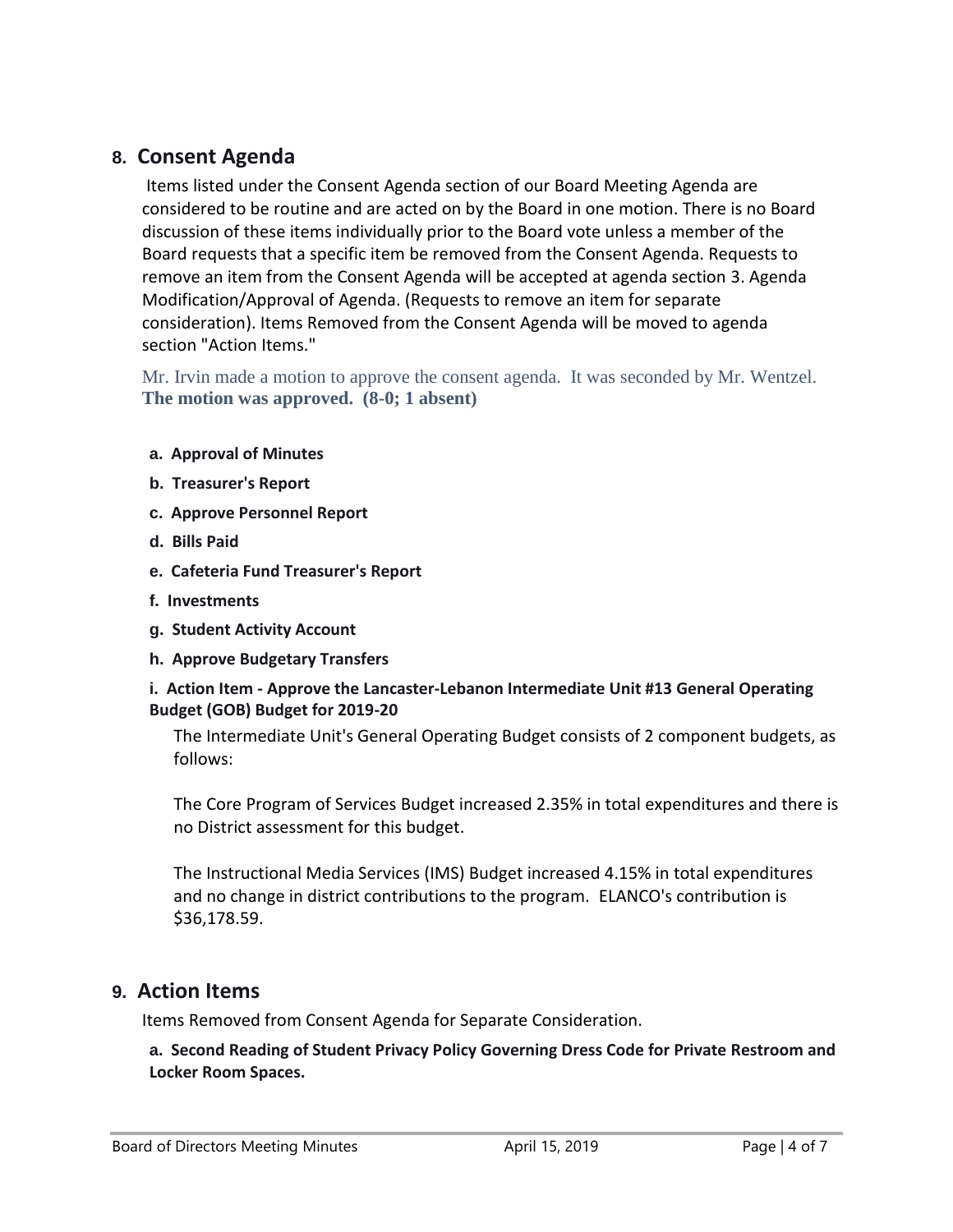## 8. Consent Agenda

Items listed under the Consent Agenda section of our Board Meeting Agenda are considered to be routine and are acted on by the Board in one motion. There is no Board discussion of these items individually prior to the Board vote unless a member of the Board requests that a specific item be removed from the Consent Agenda. Requests to remove an item from the Consent Agenda will be accepted at agenda section 3. Agenda Modification/Approval of Agenda. (Requests to remove an item for separate consideration). Items Removed from the Consent Agenda will be moved to agenda section "Action Items."

Mr. Irvin made a motion to approve the consent agenda. It was seconded by Mr. Wentzel. **The motion was approved. (8-0; 1 absent)**

**a. Approval of Minutes**

**b. Treasurer's Report**

**c. Approve Personnel Report**

**d. Bills Paid**

**e. Cafeteria Fund Treasurer's Report**

**f. Investments**

**g. Student Activity Account**

**h. Approve Budgetary Transfers**

**i. Action Item - Approve the Lancaster-Lebanon Intermediate Unit #13 General Operating Budget (GOB) Budget for 2019-20**

The Intermediate Unit's General Operating Budget consists of 2 component budgets, as follows:

The Core Program of Services Budget increased 2.35% in total expenditures and there is no District assessment for this budget.

The Instructional Media Services (IMS) Budget increased 4.15% in total expenditures and no change in district contributions to the program. ELANCO's contribution is $36,178.59.

## 9. Action Items

Items Removed from Consent Agenda for Separate Consideration.

**a. Second Reading of Student Privacy Policy Governing Dress Code for Private Restroom and Locker Room Spaces.**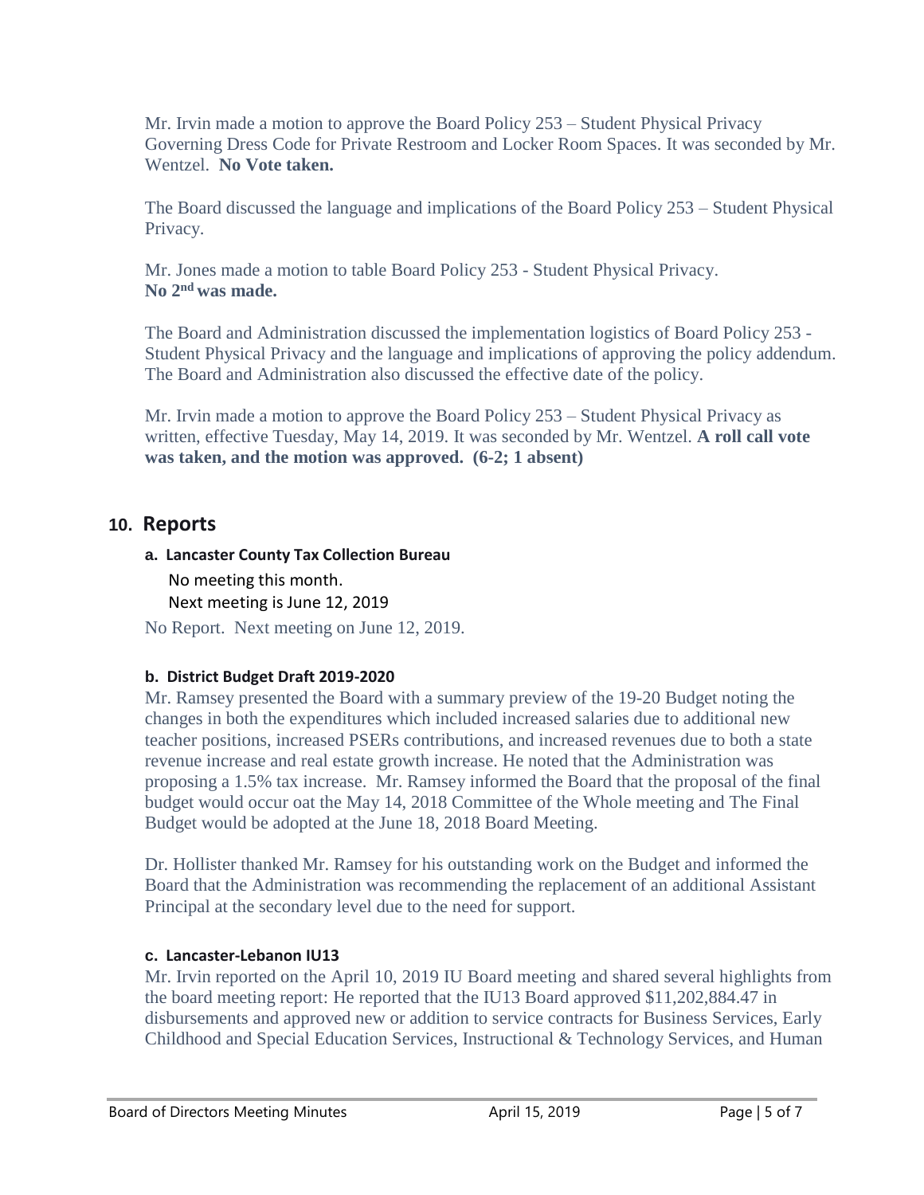Mr. Irvin made a motion to approve the Board Policy 253 – Student Physical Privacy Governing Dress Code for Private Restroom and Locker Room Spaces. It was seconded by Mr. Wentzel. **No Vote taken.**

The Board discussed the language and implications of the Board Policy 253 – Student Physical Privacy.

Mr. Jones made a motion to table Board Policy 253 - Student Physical Privacy.
**No 2nd was made.**

The Board and Administration discussed the implementation logistics of Board Policy 253 - Student Physical Privacy and the language and implications of approving the policy addendum. The Board and Administration also discussed the effective date of the policy.

Mr. Irvin made a motion to approve the Board Policy 253 – Student Physical Privacy as written, effective Tuesday, May 14, 2019. It was seconded by Mr. Wentzel. **A roll call vote was taken, and the motion was approved. (6-2; 1 absent)**

## 10. Reports

### a. Lancaster County Tax Collection Bureau

No meeting this month.
Next meeting is June 12, 2019

No Report. Next meeting on June 12, 2019.

### b. District Budget Draft 2019-2020

Mr. Ramsey presented the Board with a summary preview of the 19-20 Budget noting the changes in both the expenditures which included increased salaries due to additional new teacher positions, increased PSERs contributions, and increased revenues due to both a state revenue increase and real estate growth increase. He noted that the Administration was proposing a 1.5% tax increase. Mr. Ramsey informed the Board that the proposal of the final budget would occur oat the May 14, 2018 Committee of the Whole meeting and The Final Budget would be adopted at the June 18, 2018 Board Meeting.

Dr. Hollister thanked Mr. Ramsey for his outstanding work on the Budget and informed the Board that the Administration was recommending the replacement of an additional Assistant Principal at the secondary level due to the need for support.

### c. Lancaster-Lebanon IU13

Mr. Irvin reported on the April 10, 2019 IU Board meeting and shared several highlights from the board meeting report: He reported that the IU13 Board approved $11,202,884.47 in disbursements and approved new or addition to service contracts for Business Services, Early Childhood and Special Education Services, Instructional & Technology Services, and Human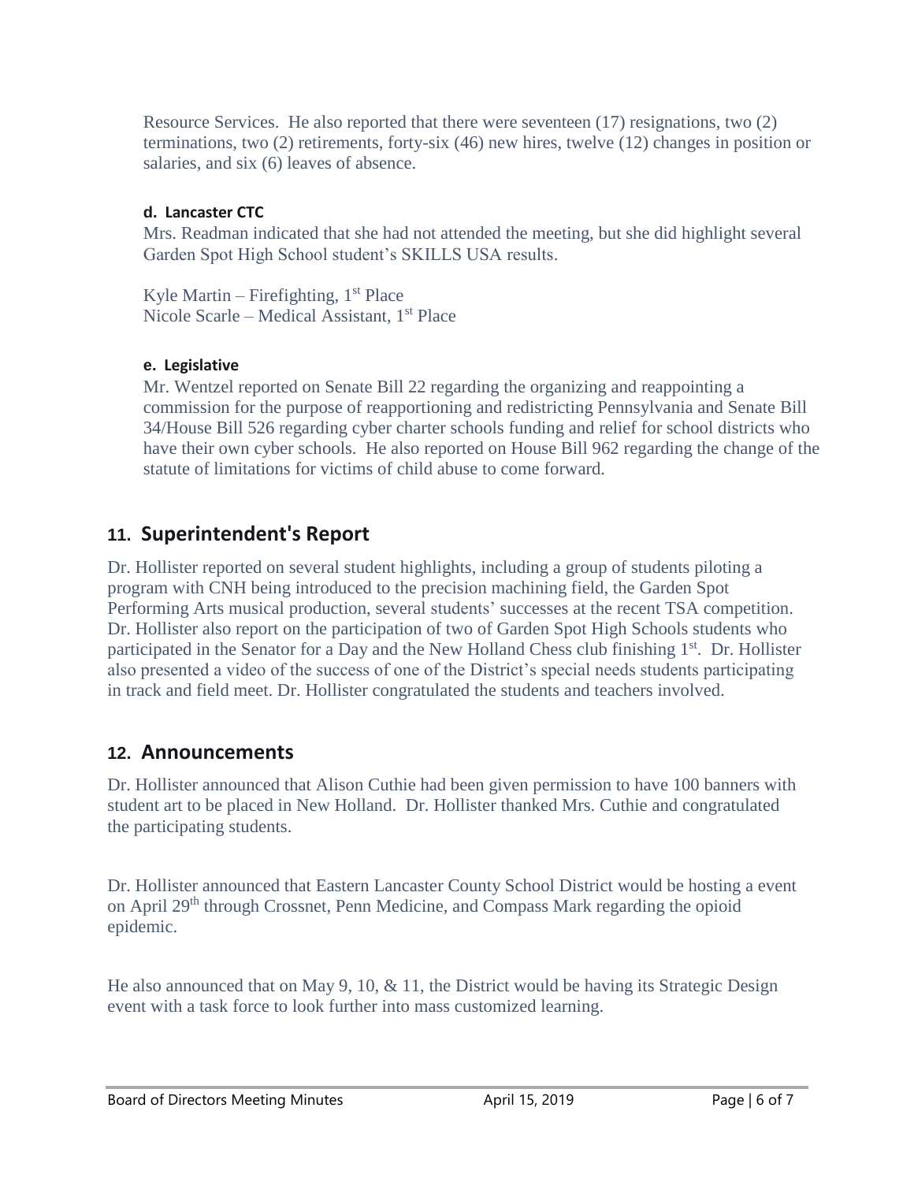Resource Services. He also reported that there were seventeen (17) resignations, two (2) terminations, two (2) retirements, forty-six (46) new hires, twelve (12) changes in position or salaries, and six (6) leaves of absence.

#### d. Lancaster CTC

Mrs. Readman indicated that she had not attended the meeting, but she did highlight several Garden Spot High School student's SKILLS USA results.

Kyle Martin – Firefighting, 1st Place
Nicole Scarle – Medical Assistant, 1st Place

#### e. Legislative

Mr. Wentzel reported on Senate Bill 22 regarding the organizing and reappointing a commission for the purpose of reapportioning and redistricting Pennsylvania and Senate Bill 34/House Bill 526 regarding cyber charter schools funding and relief for school districts who have their own cyber schools. He also reported on House Bill 962 regarding the change of the statute of limitations for victims of child abuse to come forward.

## 11. Superintendent's Report

Dr. Hollister reported on several student highlights, including a group of students piloting a program with CNH being introduced to the precision machining field, the Garden Spot Performing Arts musical production, several students' successes at the recent TSA competition. Dr. Hollister also report on the participation of two of Garden Spot High Schools students who participated in the Senator for a Day and the New Holland Chess club finishing 1st. Dr. Hollister also presented a video of the success of one of the District's special needs students participating in track and field meet. Dr. Hollister congratulated the students and teachers involved.

## 12. Announcements

Dr. Hollister announced that Alison Cuthie had been given permission to have 100 banners with student art to be placed in New Holland. Dr. Hollister thanked Mrs. Cuthie and congratulated the participating students.

Dr. Hollister announced that Eastern Lancaster County School District would be hosting a event on April 29th through Crossnet, Penn Medicine, and Compass Mark regarding the opioid epidemic.

He also announced that on May 9, 10, & 11, the District would be having its Strategic Design event with a task force to look further into mass customized learning.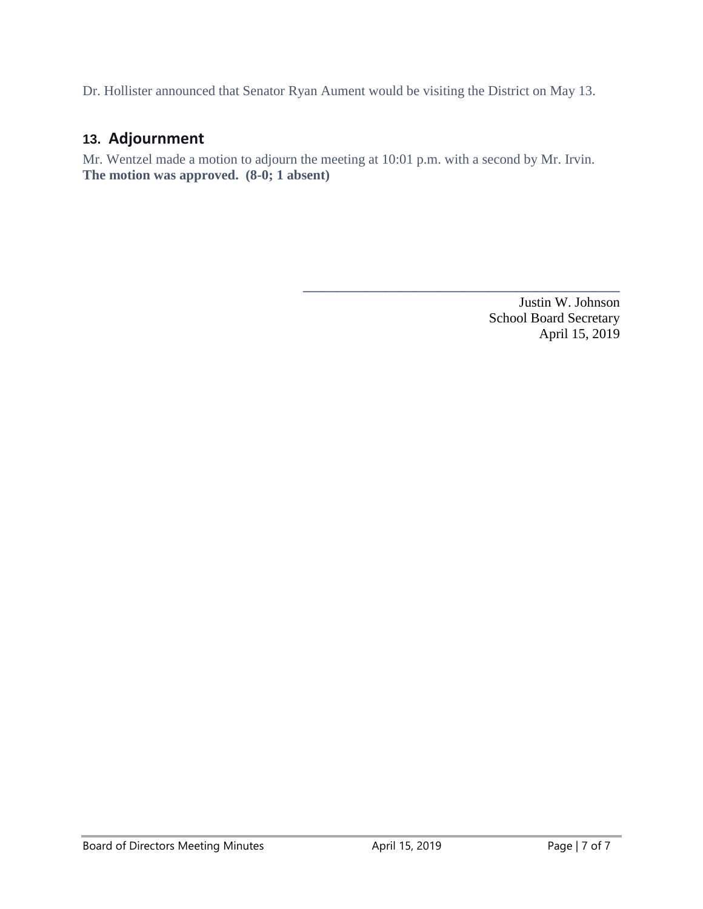Dr. Hollister announced that Senator Ryan Aument would be visiting the District on May 13.

## 13. Adjournment

Mr. Wentzel made a motion to adjourn the meeting at 10:01 p.m. with a second by Mr. Irvin.
**The motion was approved. (8-0; 1 absent)**

\_\_\_\_\_\_\_\_\_\_\_\_\_\_\_\_\_\_\_\_\_\_\_\_\_\_\_\_\_\_\_\_\_\_\_\_\_\_\_\_\_\_\_\_

Justin W. Johnson
School Board Secretary
April 15, 2019